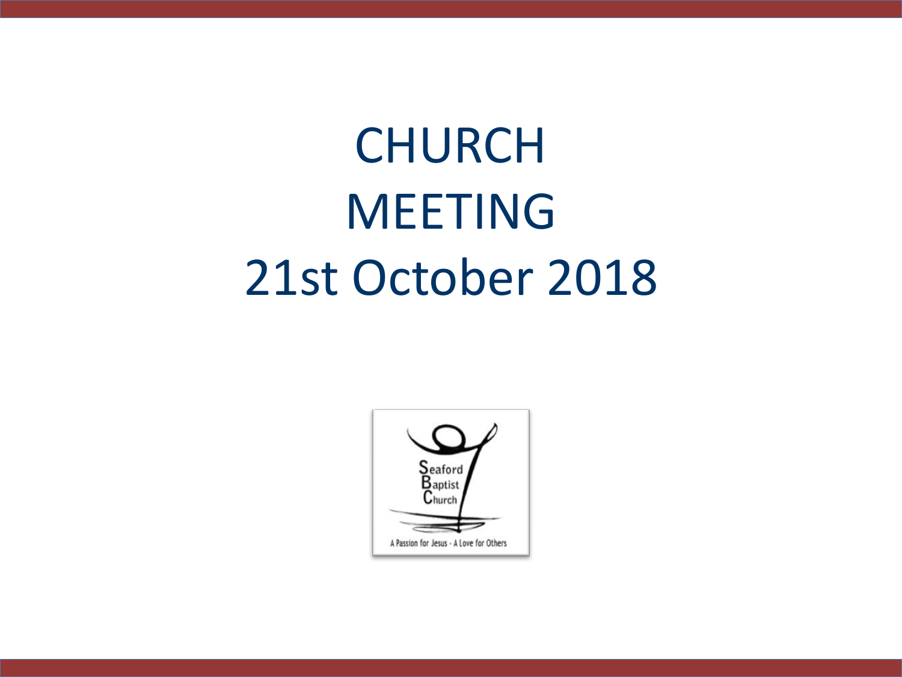# CHURCH MEETING 21st October 2018

Seaford Baptist Church

A Passion for Jesus - A Love for Others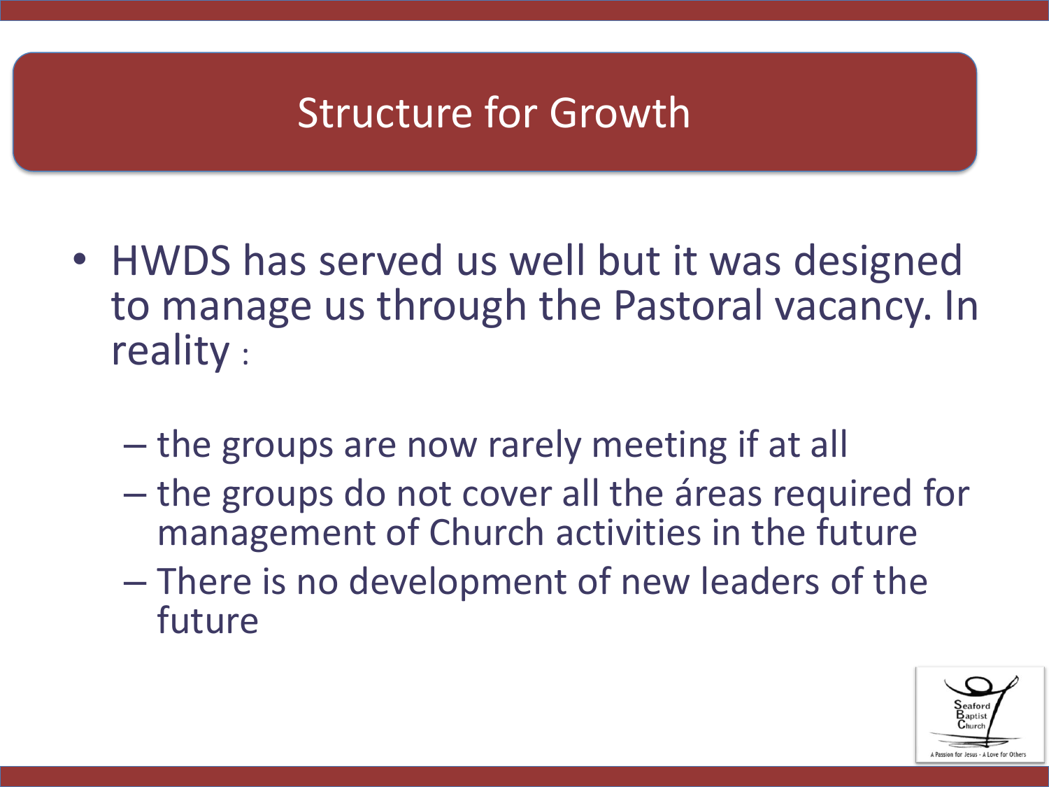# Structure for Growth

- HWDS has served us well but it was designed to manage us through the Pastoral vacancy. In reality :
  - the groups are now rarely meeting if at all
  - the groups do not cover all the áreas required for management of Church activities in the future
  - There is no development of new leaders of the future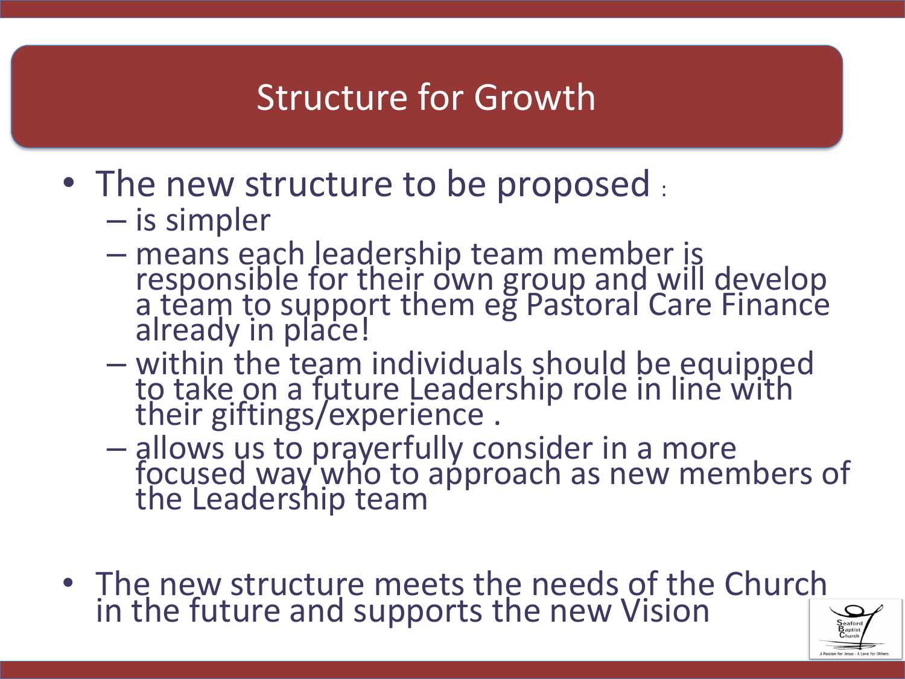# Structure for Growth

- The new structure to be proposed :
  - is simpler
  - means each leadership team member is responsible for their own group and will develop a team to support them eg Pastoral Care Finance already in place!
  - within the team individuals should be equipped to take on a future Leadership role in line with their giftings/experience .
  - allows us to prayerfully consider in a more focused way who to approach as new members of the Leadership team

- The new structure meets the needs of the Church in the future and supports the new Vision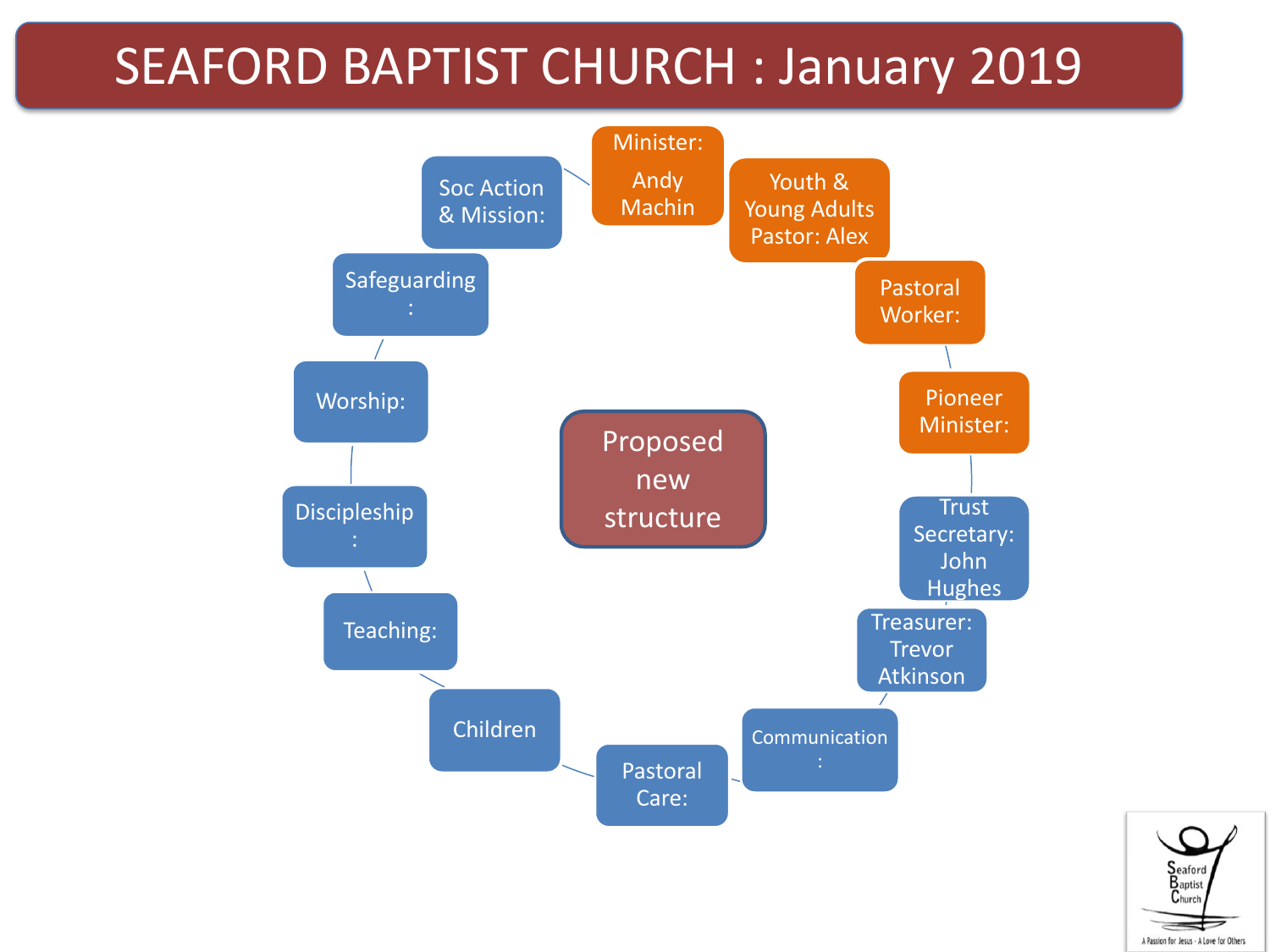# SEAFORD BAPTIST CHURCH : January 2019

**Proposed new structure**

- Minister: Andy Machin
- Youth & Young Adults Pastor: Alex
- Pastoral Worker:
- Pioneer Minister:
- Trust Secretary: John Hughes
- Treasurer: Trevor Atkinson
- Communication:
- Pastoral Care:
- Children
- Teaching:
- Discipleship:
- Worship:
- Safeguarding:
- Soc Action & Mission:

Seaford Baptist Church

A Passion for Jesus · A Love for Others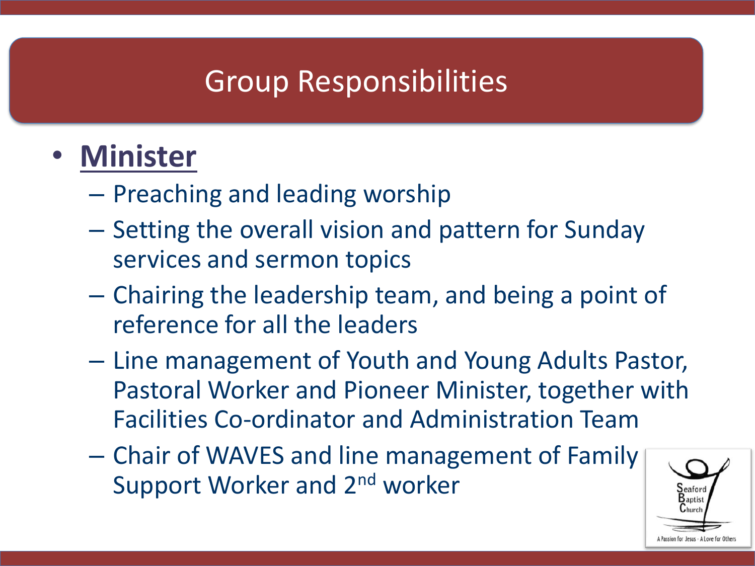# Group Responsibilities

- **Minister**
  - Preaching and leading worship
  - Setting the overall vision and pattern for Sunday services and sermon topics
  - Chairing the leadership team, and being a point of reference for all the leaders
  - Line management of Youth and Young Adults Pastor, Pastoral Worker and Pioneer Minister, together with Facilities Co-ordinator and Administration Team
  - Chair of WAVES and line management of Family Support Worker and 2nd worker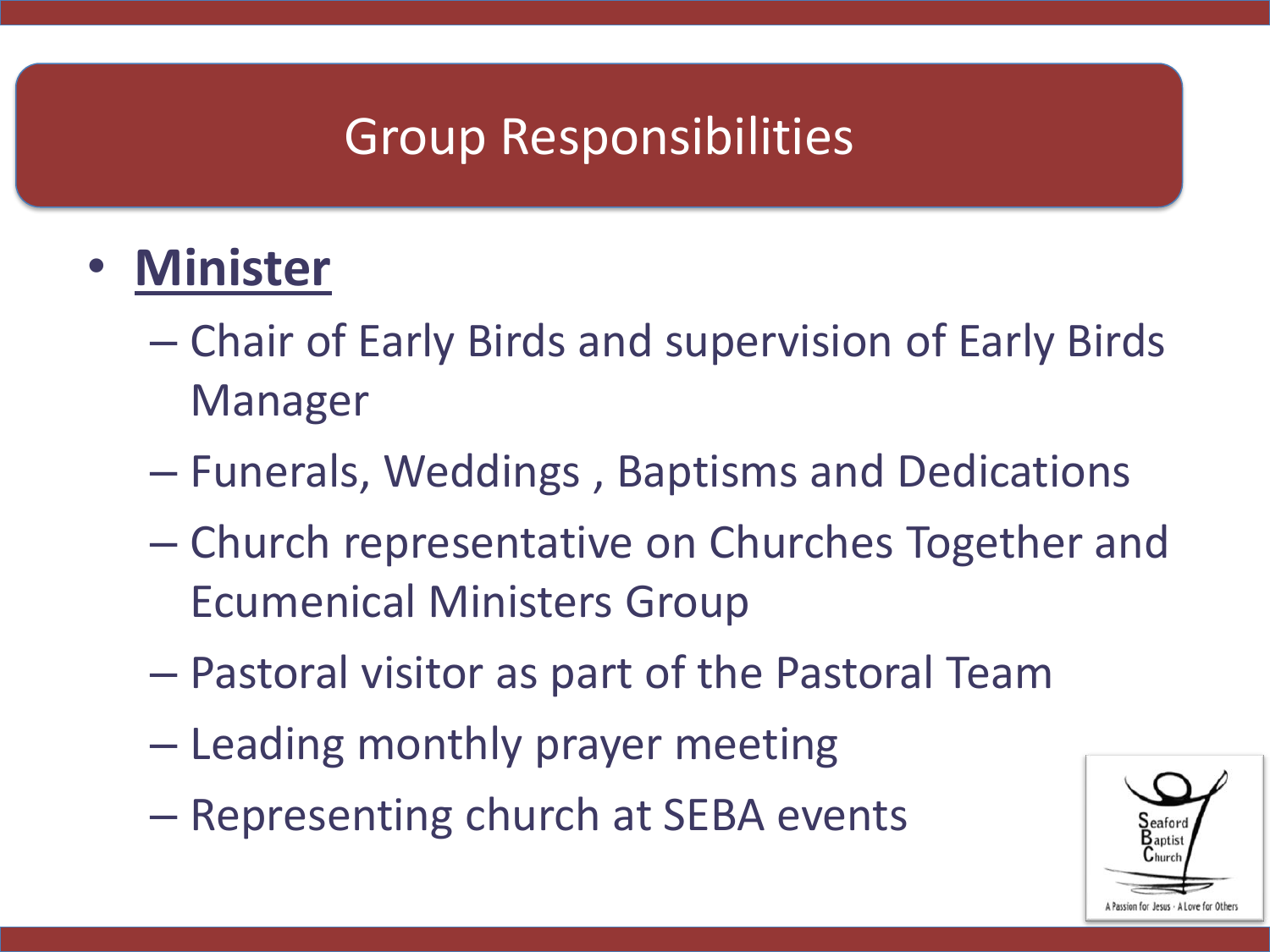# Group Responsibilities

- **Minister**
  - Chair of Early Birds and supervision of Early Birds Manager
  - Funerals, Weddings , Baptisms and Dedications
  - Church representative on Churches Together and Ecumenical Ministers Group
  - Pastoral visitor as part of the Pastoral Team
  - Leading monthly prayer meeting
  - Representing church at SEBA events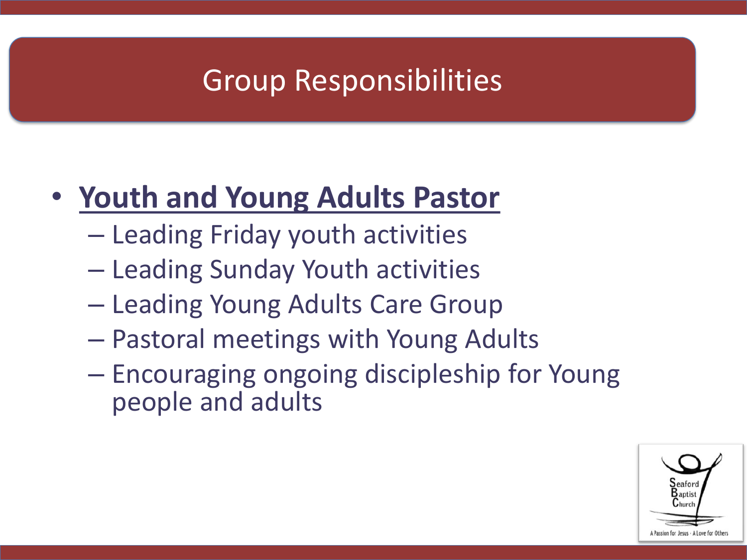# Group Responsibilities

- **Youth and Young Adults Pastor**
  - Leading Friday youth activities
  - Leading Sunday Youth activities
  - Leading Young Adults Care Group
  - Pastoral meetings with Young Adults
  - Encouraging ongoing discipleship for Young people and adults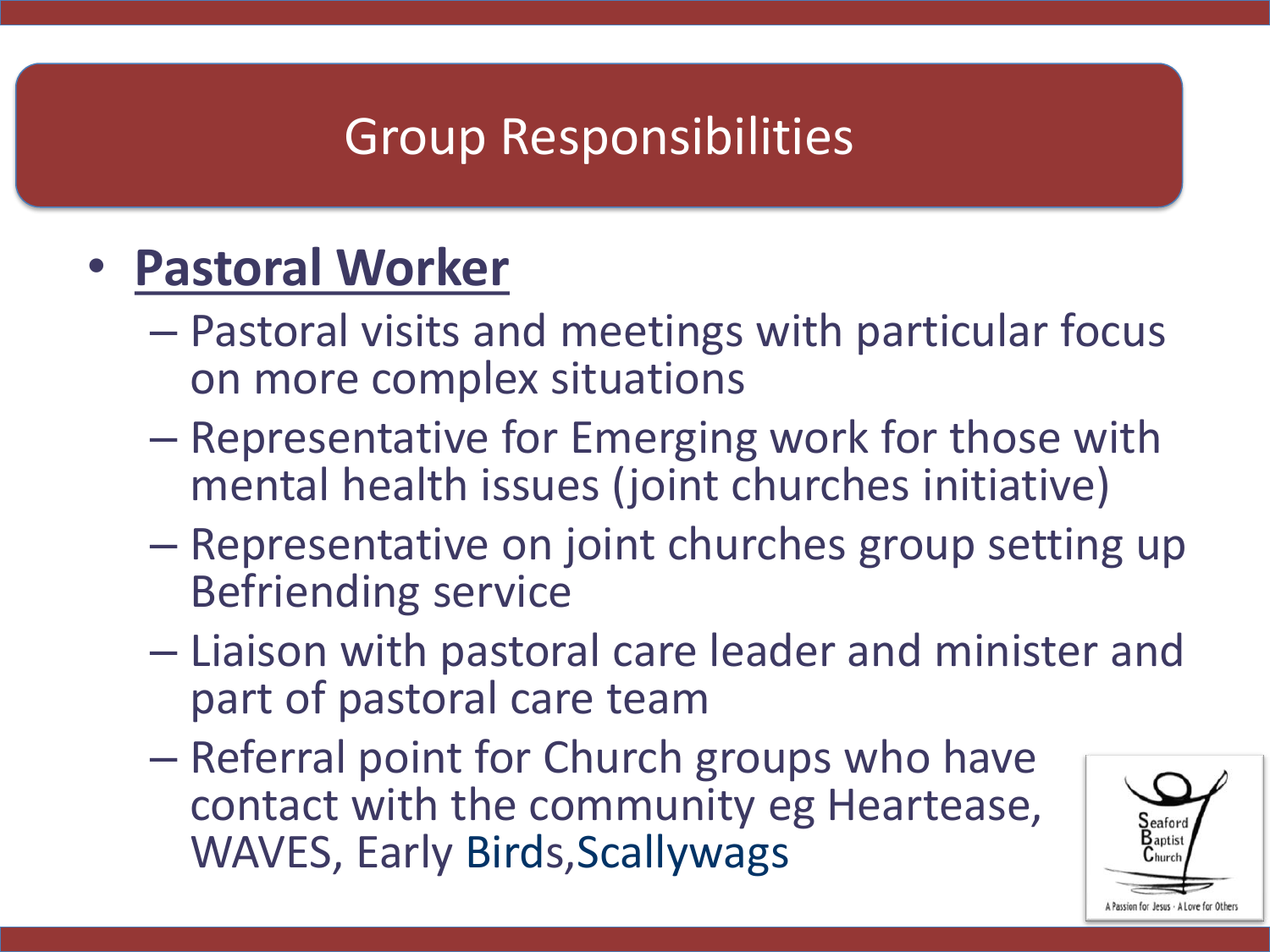# Group Responsibilities

- **Pastoral Worker**
  - Pastoral visits and meetings with particular focus on more complex situations
  - Representative for Emerging work for those with mental health issues (joint churches initiative)
  - Representative on joint churches group setting up Befriending service
  - Liaison with pastoral care leader and minister and part of pastoral care team
  - Referral point for Church groups who have contact with the community eg Heartease, WAVES, Early Birds,Scallywags

Seaford Baptist Church

A Passion for Jesus · A Love for Others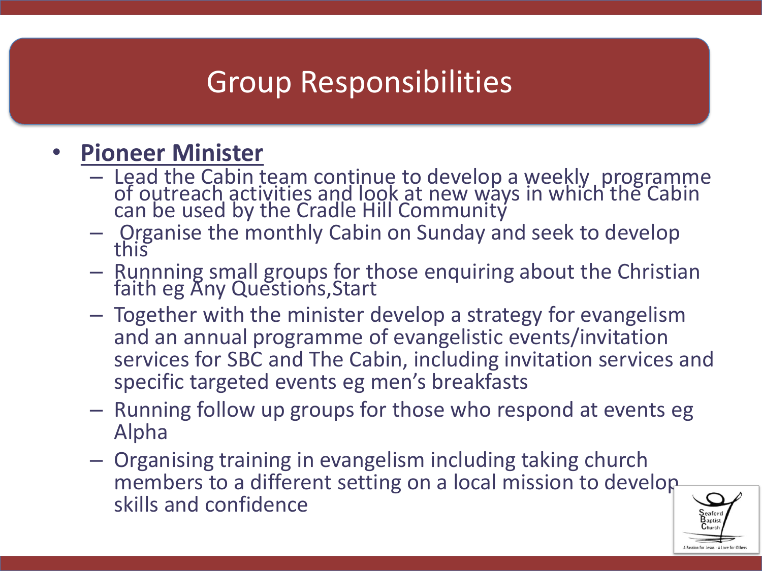# Group Responsibilities

- **Pioneer Minister**
  - Lead the Cabin team continue to develop a weekly  programme of outreach activities and look at new ways in which the Cabin can be used by the Cradle Hill Community
  - Organise the monthly Cabin on Sunday and seek to develop this
  - Runnning small groups for those enquiring about the Christian faith eg Any Questions,Start
  - Together with the minister develop a strategy for evangelism and an annual programme of evangelistic events/invitation services for SBC and The Cabin, including invitation services and specific targeted events eg men's breakfasts
  - Running follow up groups for those who respond at events eg Alpha
  - Organising training in evangelism including taking church members to a different setting on a local mission to develop skills and confidence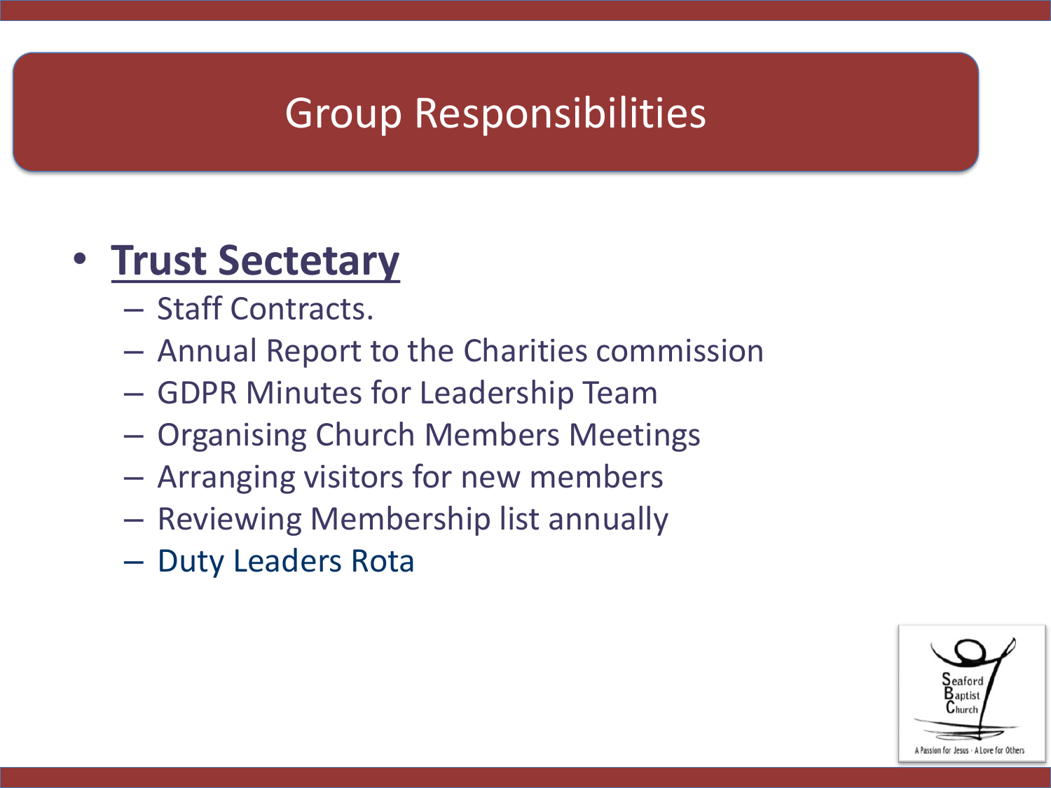# Group Responsibilities

- **Trust Sectetary**
  - Staff Contracts.
  - Annual Report to the Charities commission
  - GDPR Minutes for Leadership Team
  - Organising Church Members Meetings
  - Arranging visitors for new members
  - Reviewing Membership list annually
  - Duty Leaders Rota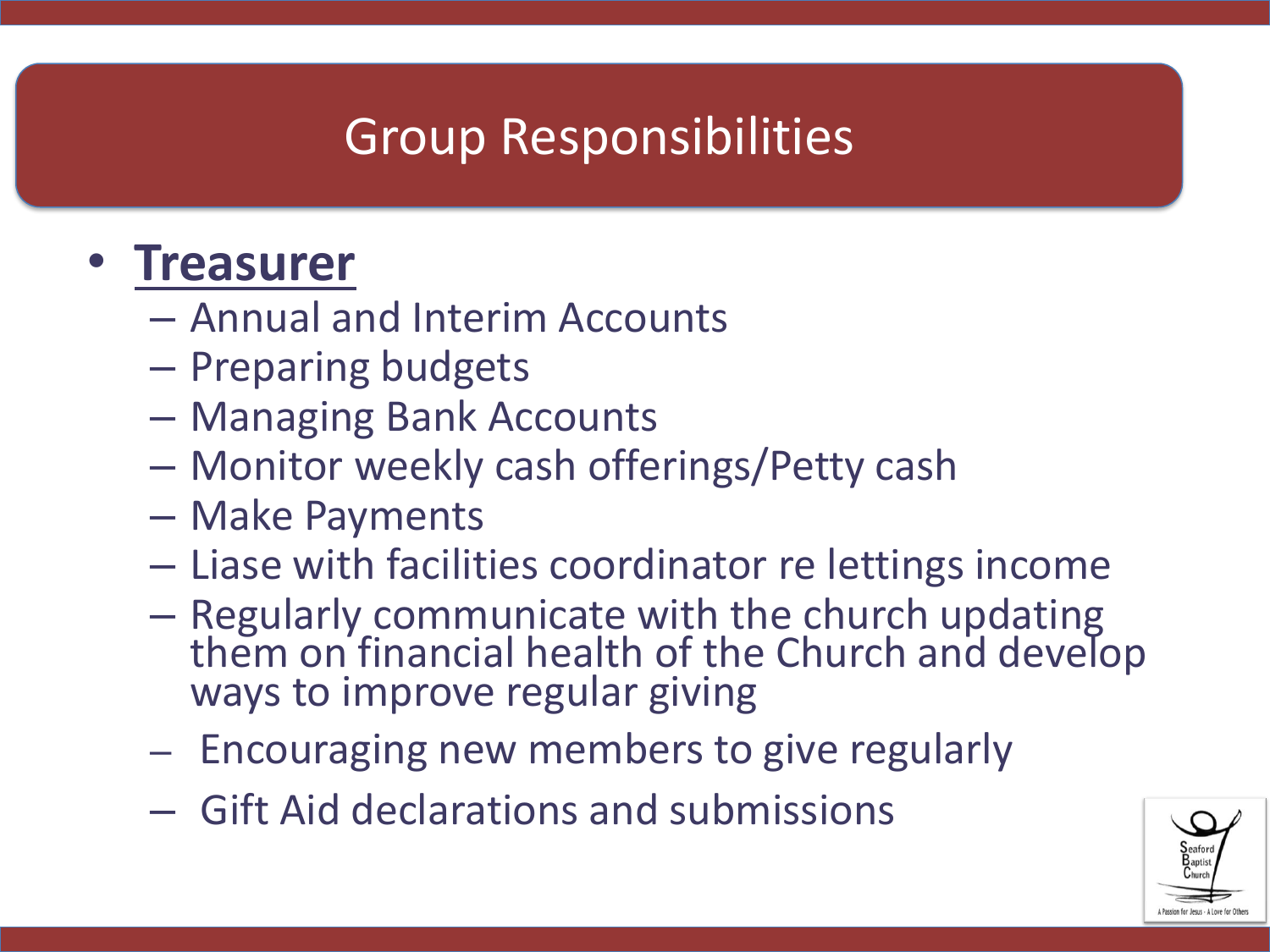# Group Responsibilities

- **Treasurer**
  - Annual and Interim Accounts
  - Preparing budgets
  - Managing Bank Accounts
  - Monitor weekly cash offerings/Petty cash
  - Make Payments
  - Liase with facilities coordinator re lettings income
  - Regularly communicate with the church updating them on financial health of the Church and develop ways to improve regular giving
  - Encouraging new members to give regularly
  - Gift Aid declarations and submissions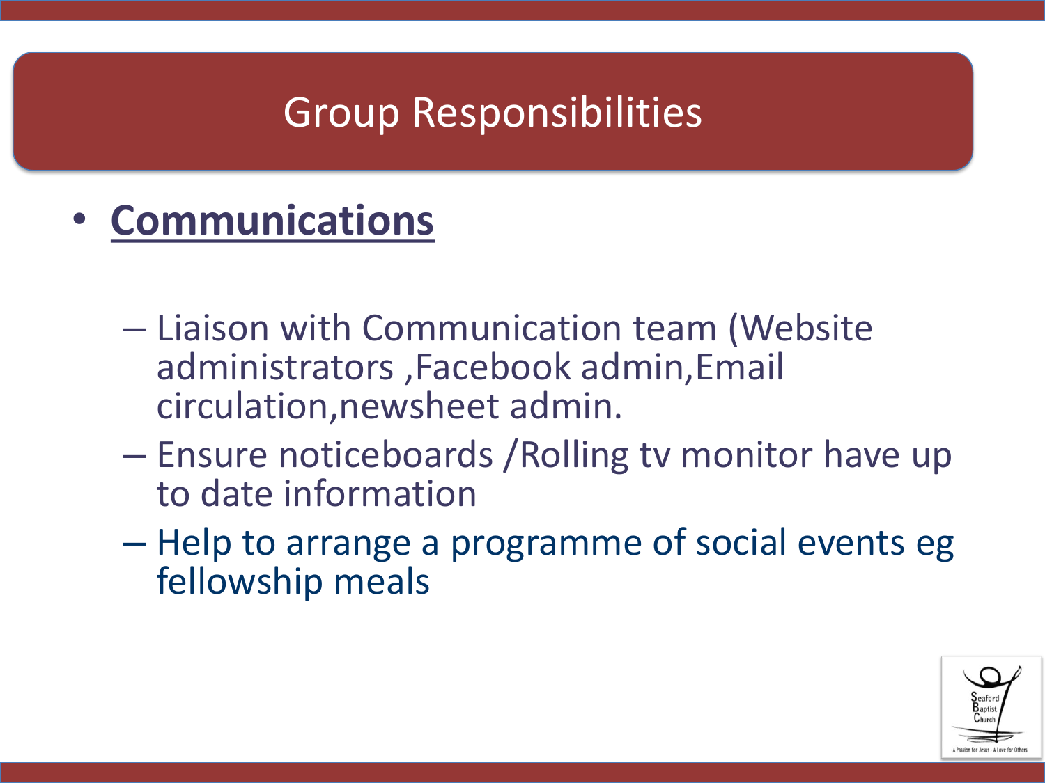# Group Responsibilities

- **Communications**
  - Liaison with Communication team (Website administrators ,Facebook admin,Email circulation,newsheet admin.
  - Ensure noticeboards /Rolling tv monitor have up to date information
  - Help to arrange a programme of social events eg fellowship meals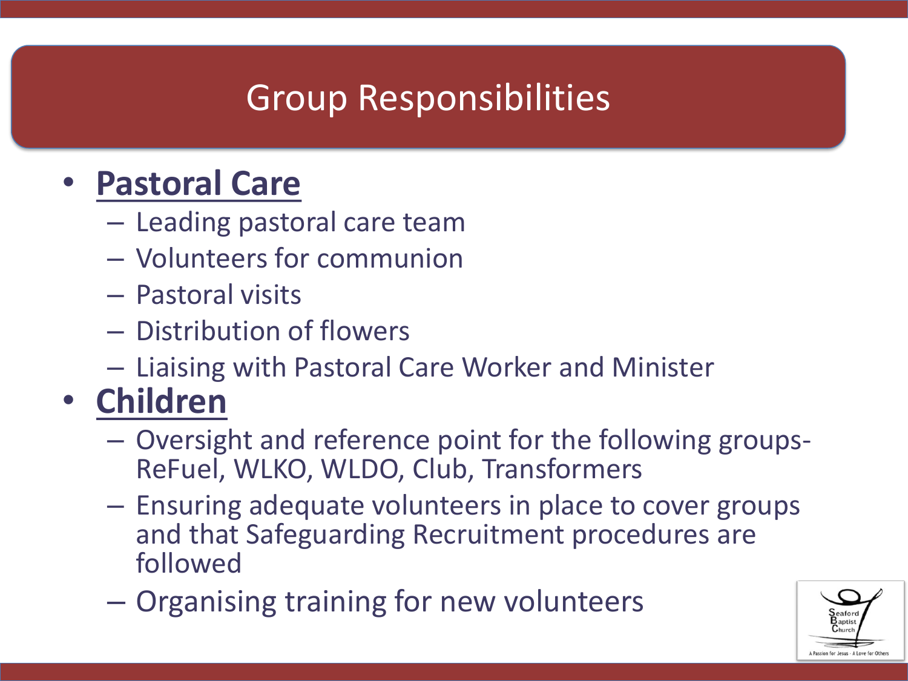# Group Responsibilities

- **Pastoral Care**
  - Leading pastoral care team
  - Volunteers for communion
  - Pastoral visits
  - Distribution of flowers
  - Liaising with Pastoral Care Worker and Minister
- **Children**
  - Oversight and reference point for the following groups- ReFuel, WLKO, WLDO, Club, Transformers
  - Ensuring adequate volunteers in place to cover groups and that Safeguarding Recruitment procedures are followed
  - Organising training for new volunteers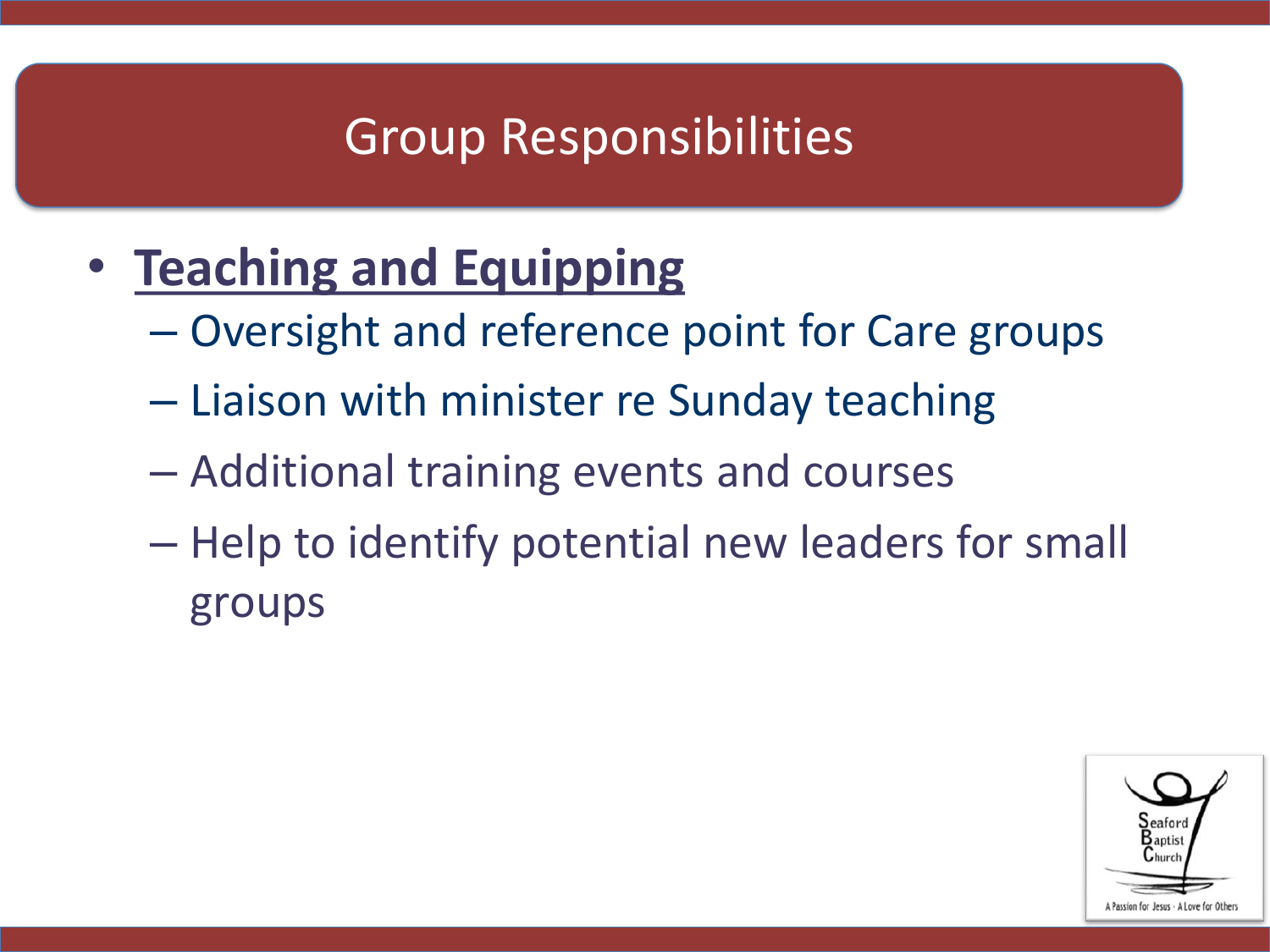# Group Responsibilities

- **Teaching and Equipping**
  - Oversight and reference point for Care groups
  - Liaison with minister re Sunday teaching
  - Additional training events and courses
  - Help to identify potential new leaders for small groups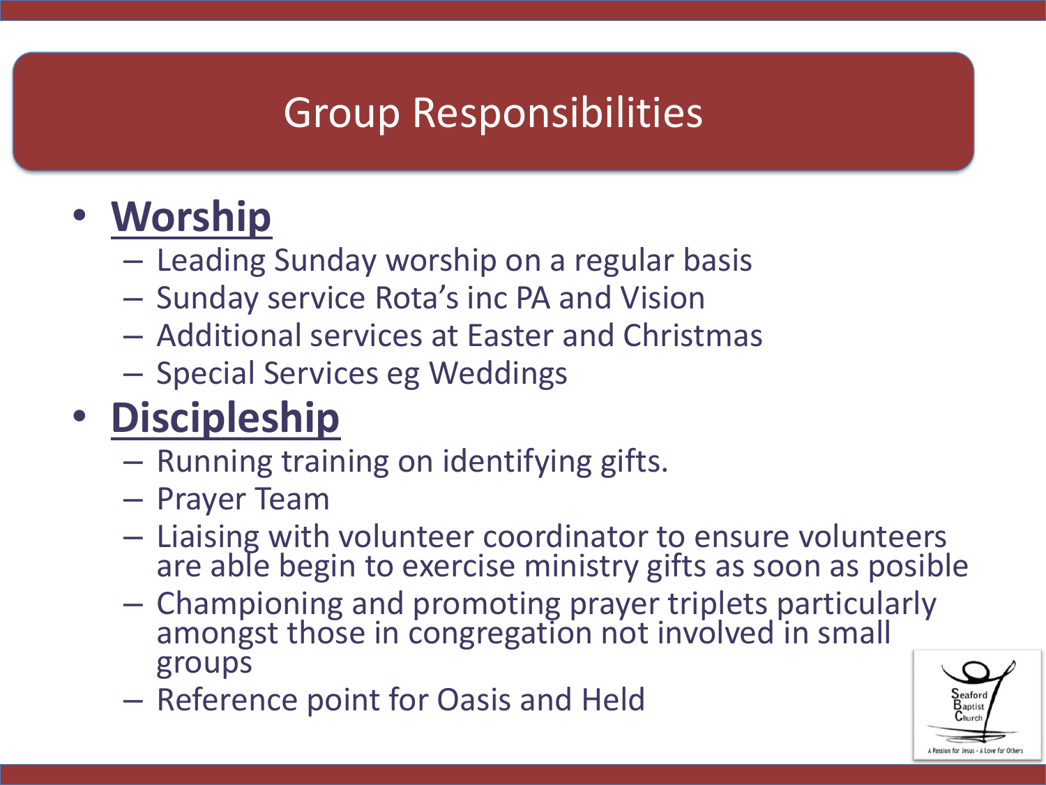# Group Responsibilities

- **Worship**
  - Leading Sunday worship on a regular basis
  - Sunday service Rota's inc PA and Vision
  - Additional services at Easter and Christmas
  - Special Services eg Weddings
- **Discipleship**
  - Running training on identifying gifts.
  - Prayer Team
  - Liaising with volunteer coordinator to ensure volunteers are able begin to exercise ministry gifts as soon as posible
  - Championing and promoting prayer triplets particularly amongst those in congregation not involved in small groups
  - Reference point for Oasis and Held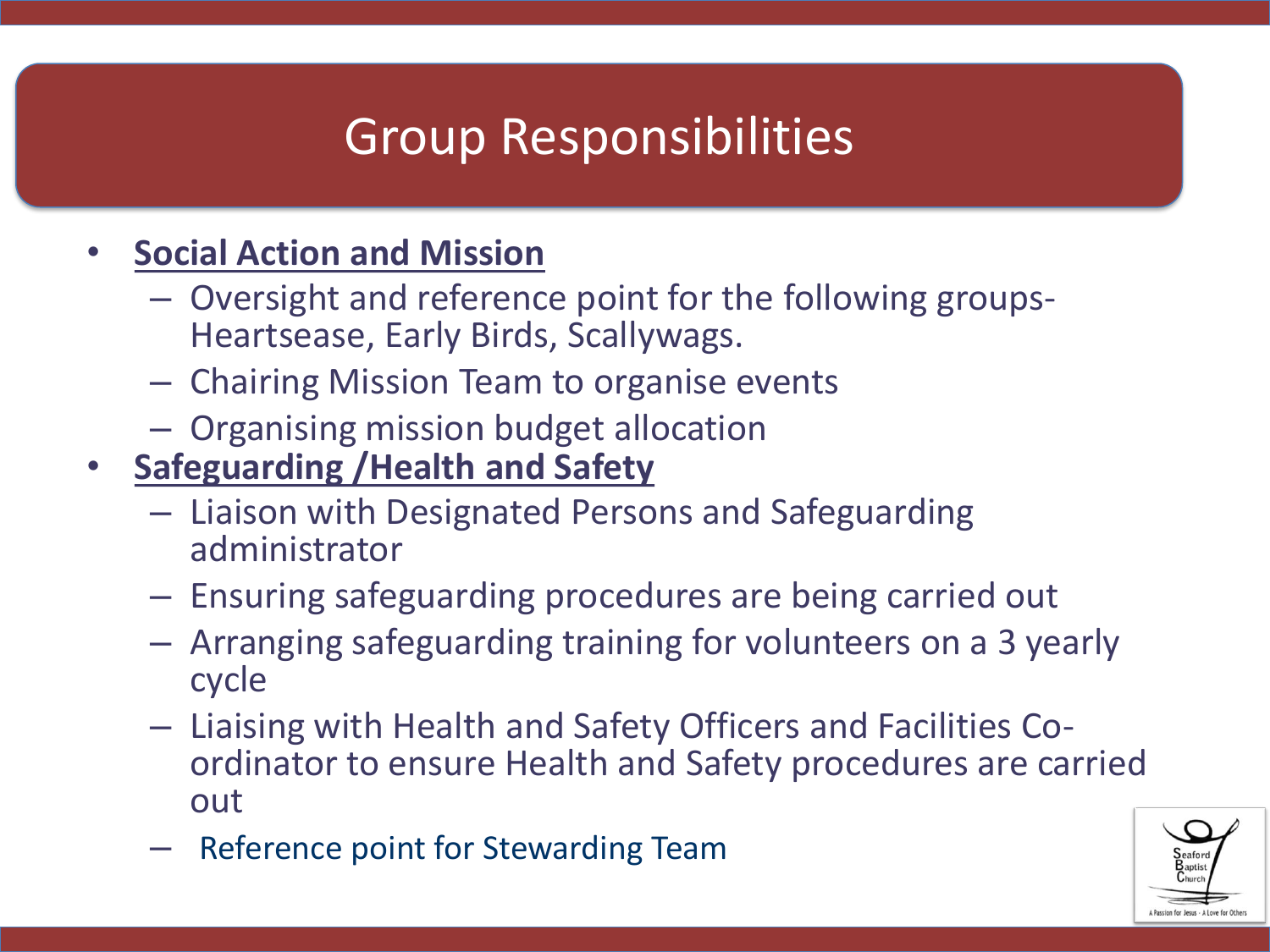# Group Responsibilities

- **Social Action and Mission**
  - Oversight and reference point for the following groups- Heartsease, Early Birds, Scallywags.
  - Chairing Mission Team to organise events
  - Organising mission budget allocation
- **Safeguarding /Health and Safety**
  - Liaison with Designated Persons and Safeguarding administrator
  - Ensuring safeguarding procedures are being carried out
  - Arranging safeguarding training for volunteers on a 3 yearly cycle
  - Liaising with Health and Safety Officers and Facilities Co-ordinator to ensure Health and Safety procedures are carried out
  - Reference point for Stewarding Team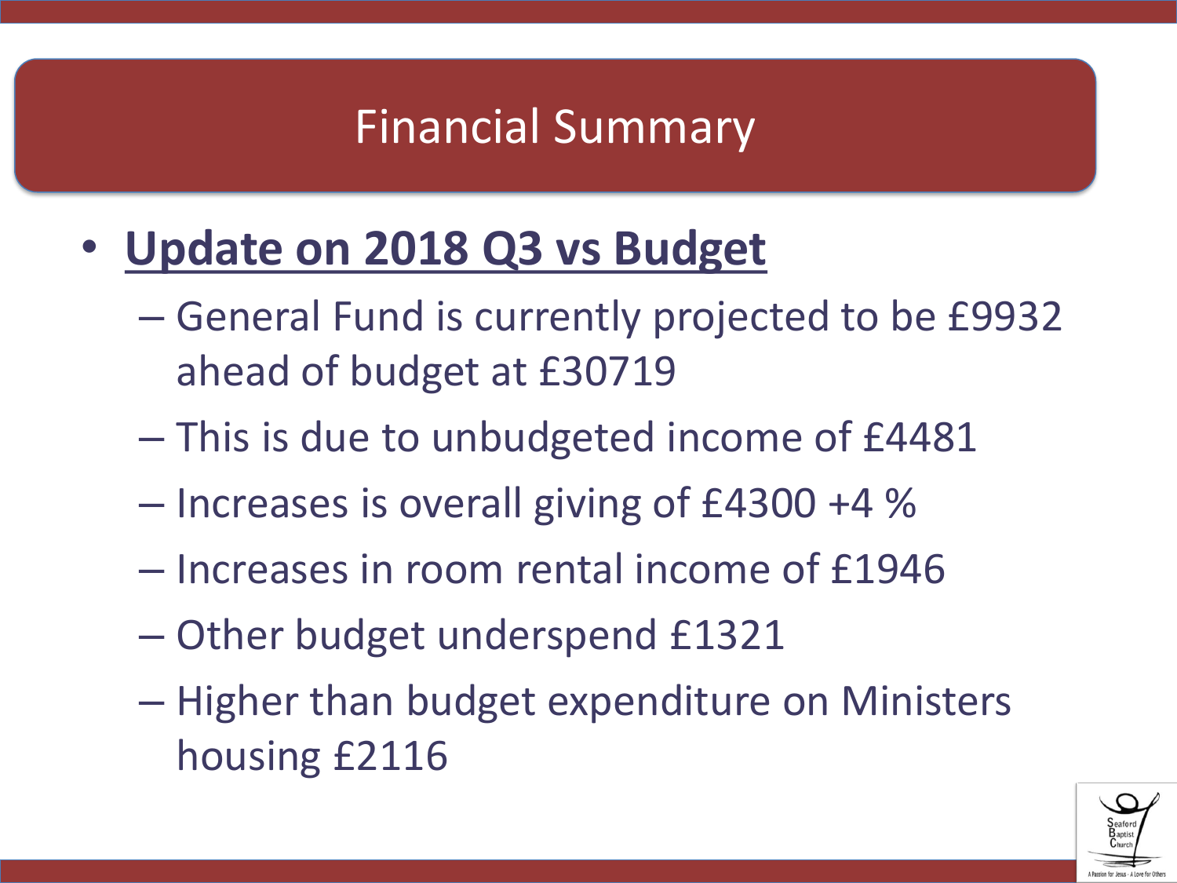# Financial Summary

- **Update on 2018 Q3 vs Budget**
  - General Fund is currently projected to be £9932 ahead of budget at £30719
  - This is due to unbudgeted income of £4481
  - Increases is overall giving of £4300 +4 %
  - Increases in room rental income of £1946
  - Other budget underspend £1321
  - Higher than budget expenditure on Ministers housing £2116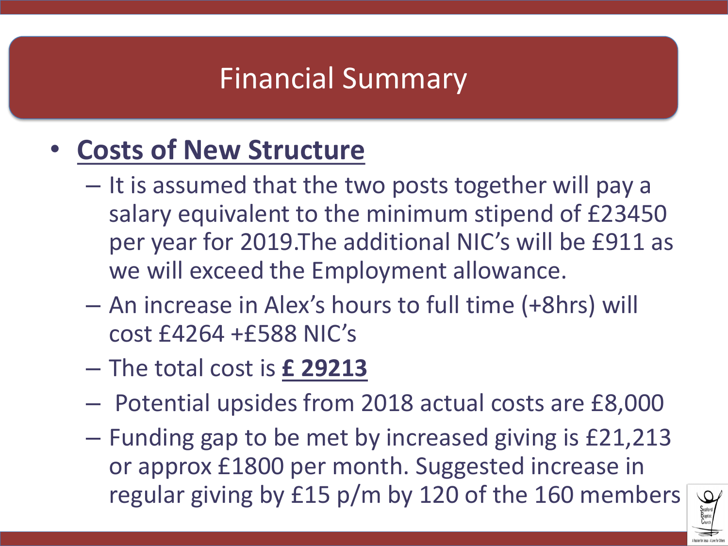# Financial Summary

- **Costs of New Structure**
  - It is assumed that the two posts together will pay a salary equivalent to the minimum stipend of £23450 per year for 2019.The additional NIC's will be £911 as we will exceed the Employment allowance.
  - An increase in Alex's hours to full time (+8hrs) will cost £4264 +£588 NIC's
  - The total cost is **£ 29213**
  - Potential upsides from 2018 actual costs are £8,000
  - Funding gap to be met by increased giving is £21,213 or approx £1800 per month. Suggested increase in regular giving by £15 p/m by 120 of the 160 members